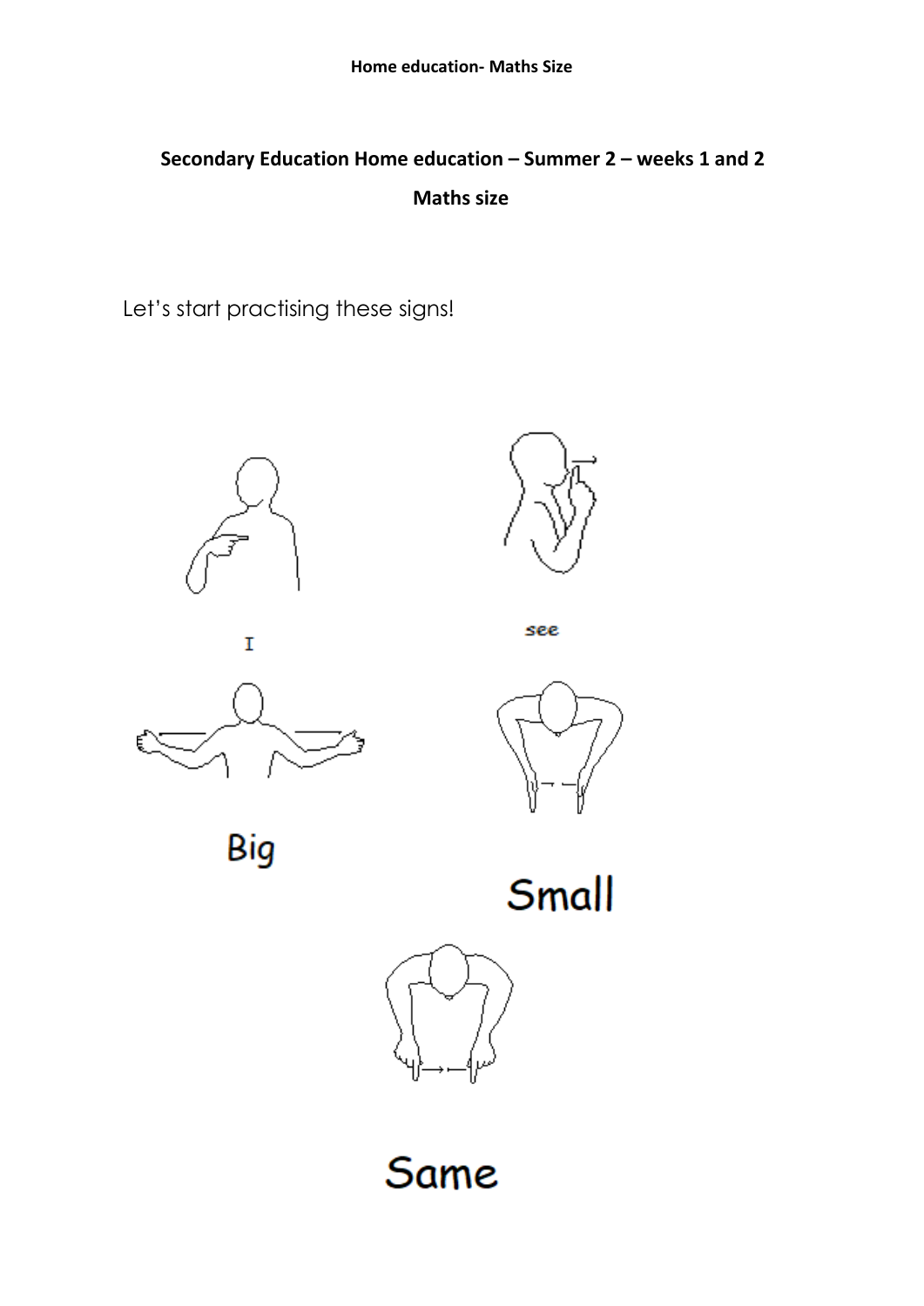**Secondary Education Home education – Summer 2 – weeks 1 and 2**

**Maths size**

Let's start practising these signs!

I

see

Big

Small

Same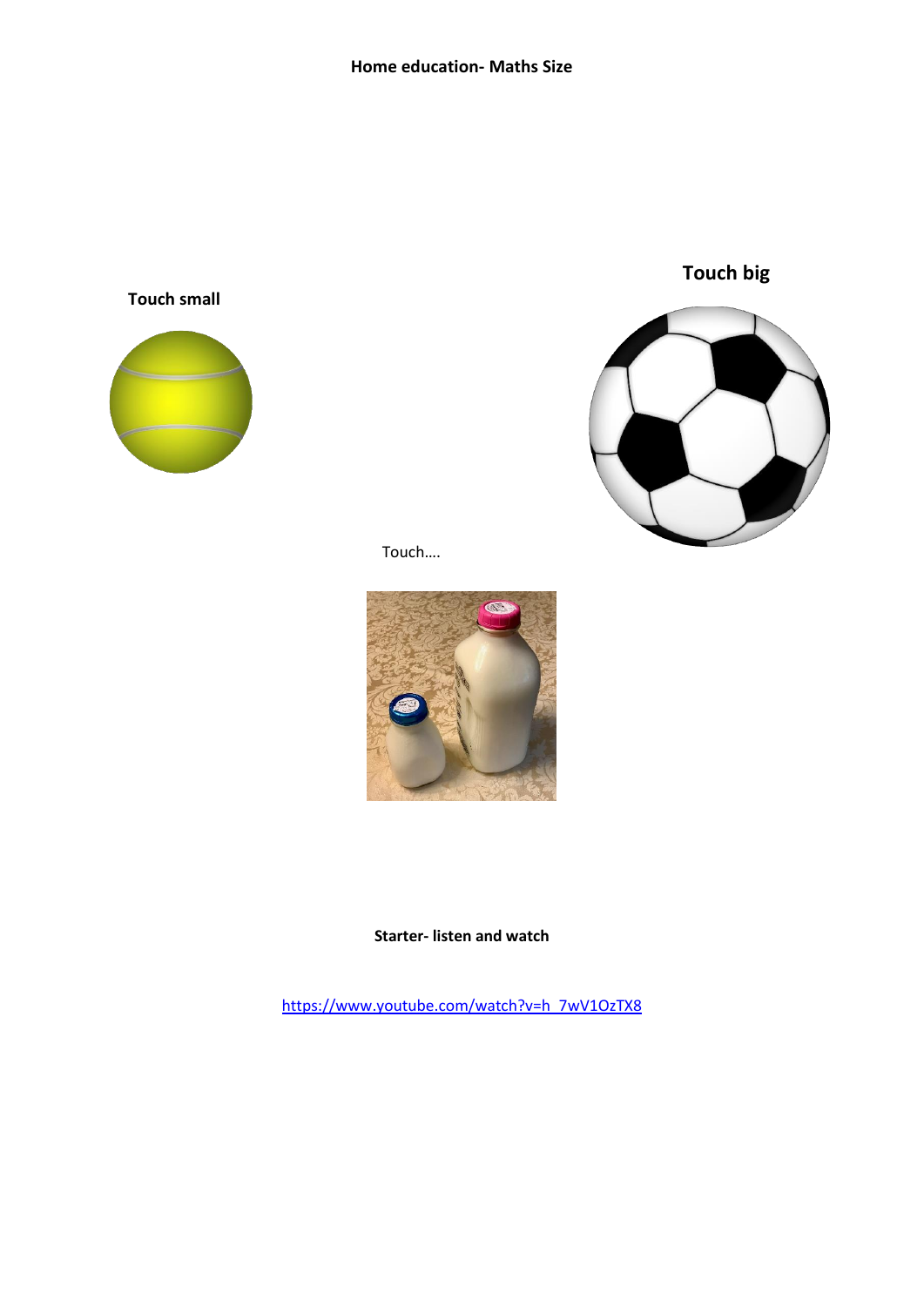**Home education- Maths Size**

**Touch small**

**Touch big**

Touch….

**Starter- listen and watch**

https://www.youtube.com/watch?v=h_7wV1OzTX8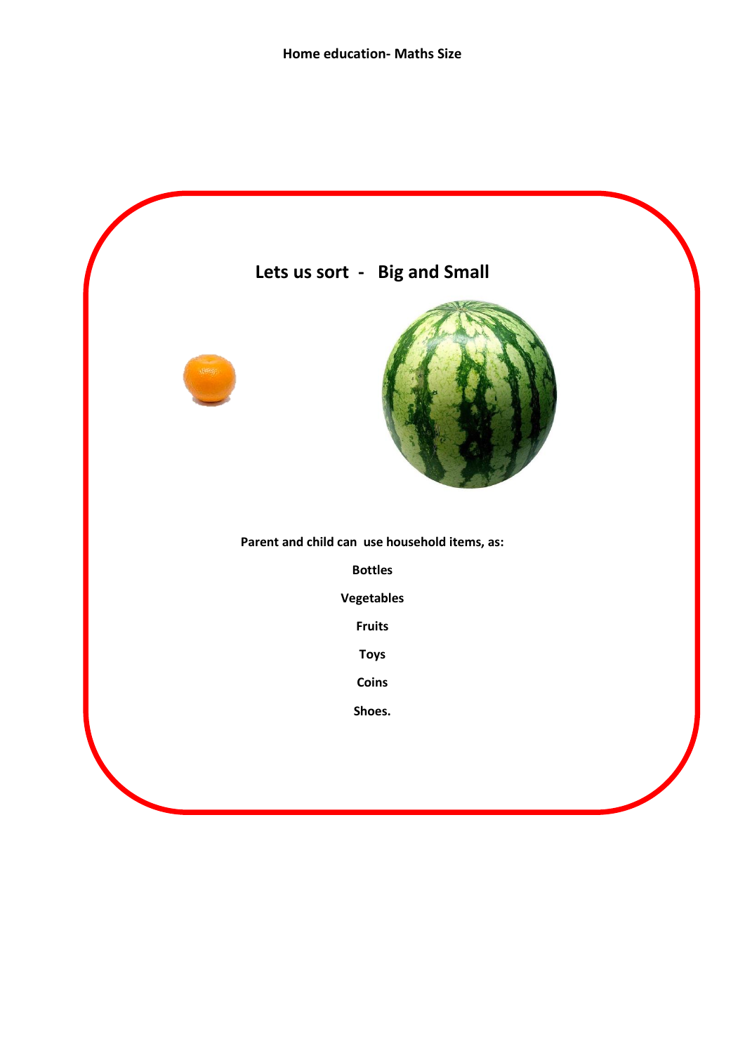Home education- Maths Size

## Lets us sort - Big and Small

**Parent and child can use household items, as:**

**Bottles**

**Vegetables**

**Fruits**

**Toys**

**Coins**

**Shoes.**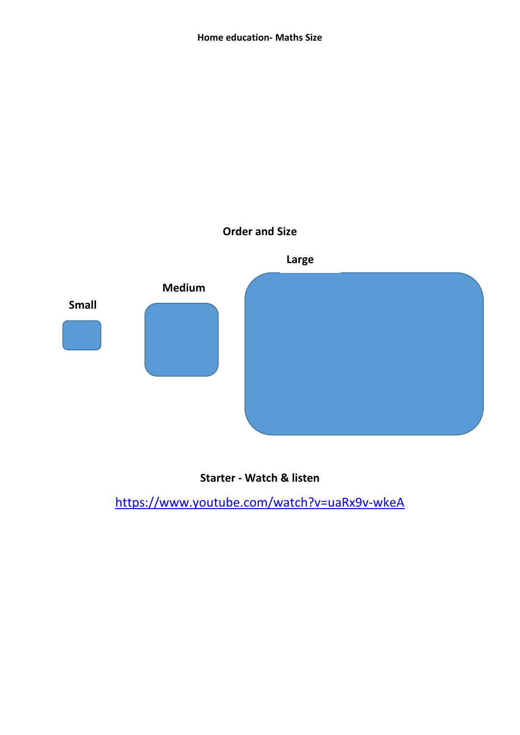**Home education- Maths Size**

**Order and Size**

**Small**

**Medium**

**Large**

**Starter - Watch & listen**

https://www.youtube.com/watch?v=uaRx9v-wkeA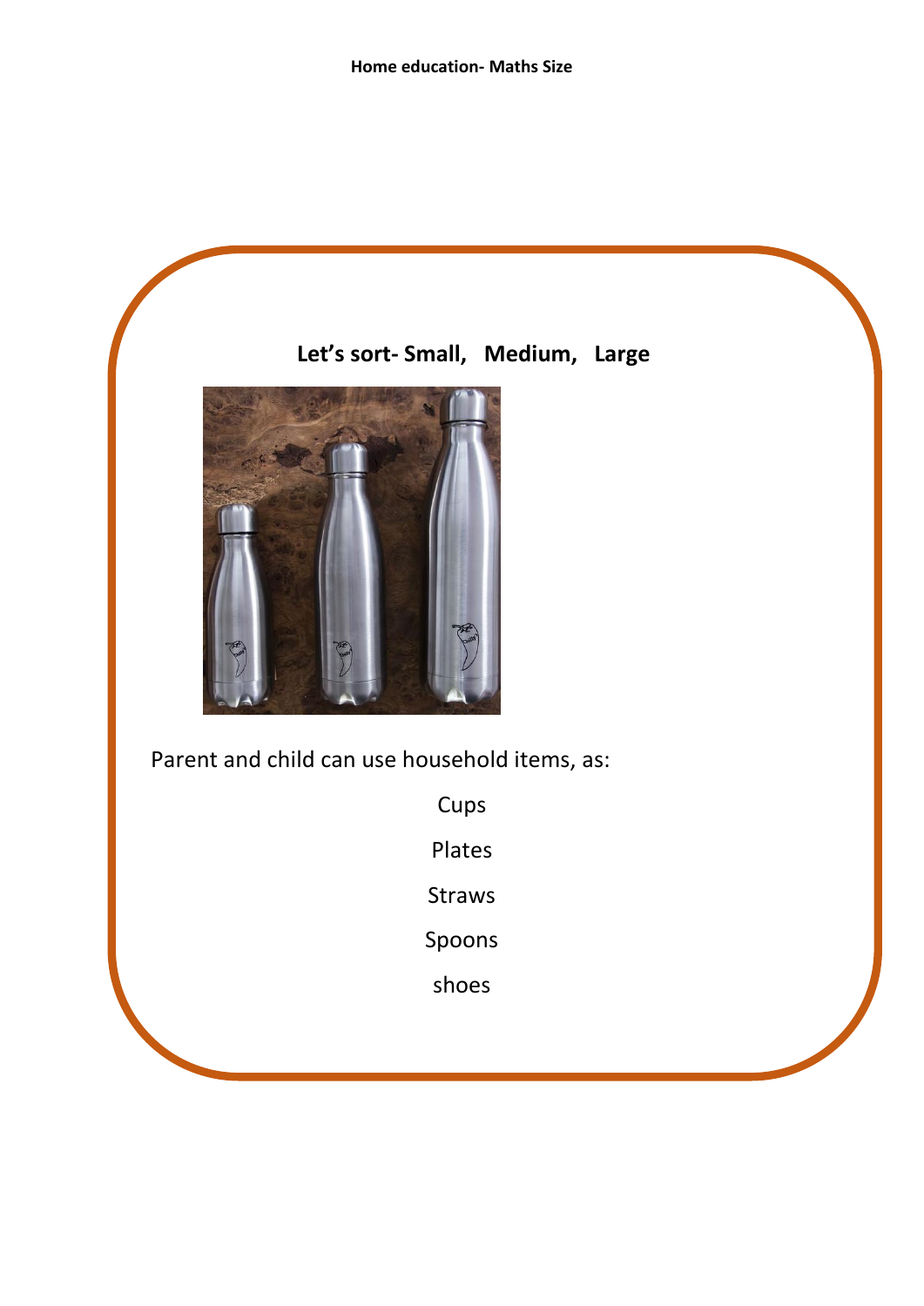**Home education- Maths Size**

## Let's sort- Small, Medium, Large

Parent and child can use household items, as:

Cups

Plates

Straws

Spoons

shoes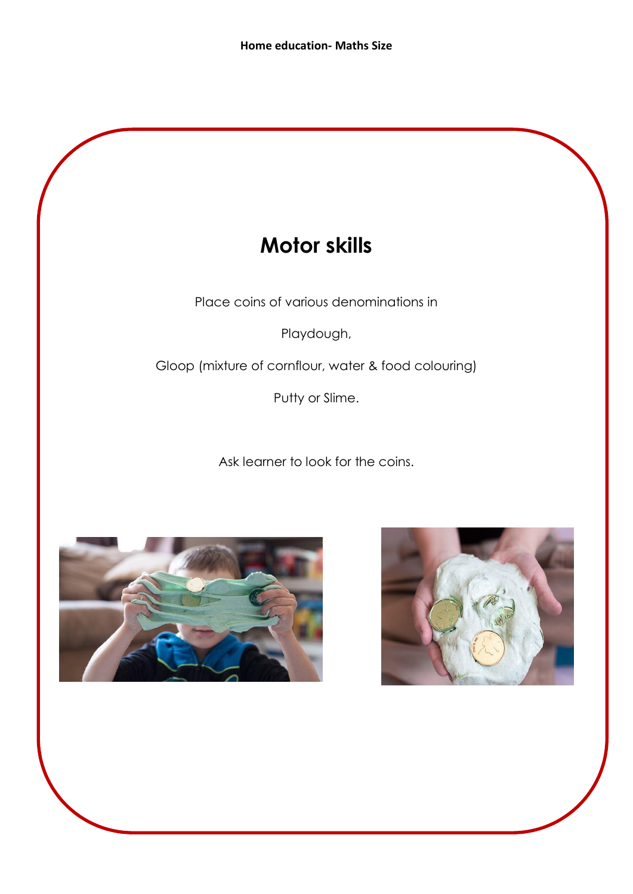# Motor skills

Place coins of various denominations in

Playdough,

Gloop (mixture of cornflour, water & food colouring)

Putty or Slime.

Ask learner to look for the coins.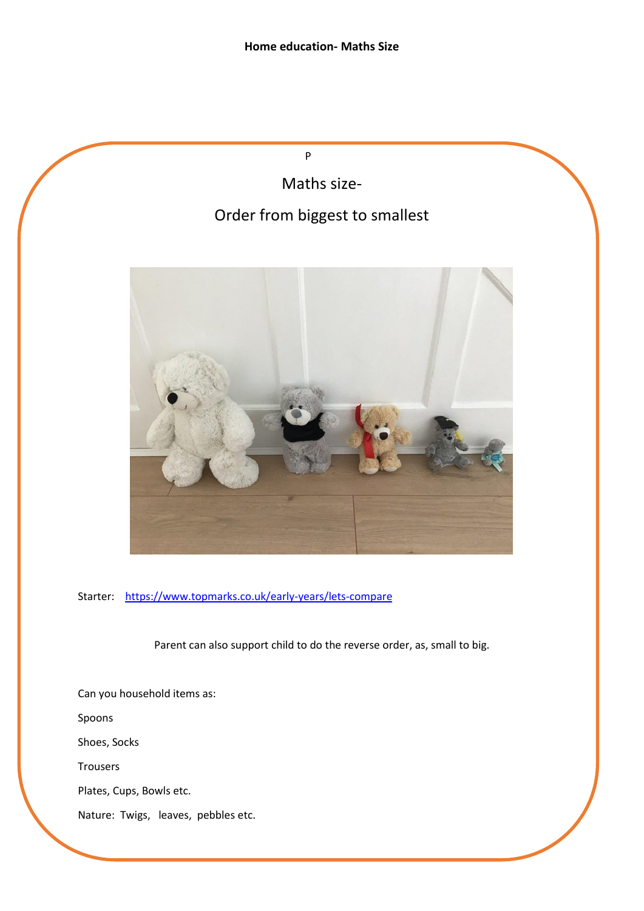**Home education- Maths Size**

P

## Maths size-

## Order from biggest to smallest

Starter: [https://www.topmarks.co.uk/early-years/lets-compare](https://www.topmarks.co.uk/early-years/lets-compare)

Parent can also support child to do the reverse order, as, small to big.

Can you household items as:

Spoons

Shoes, Socks

Trousers

Plates, Cups, Bowls etc.

Nature: Twigs, leaves, pebbles etc.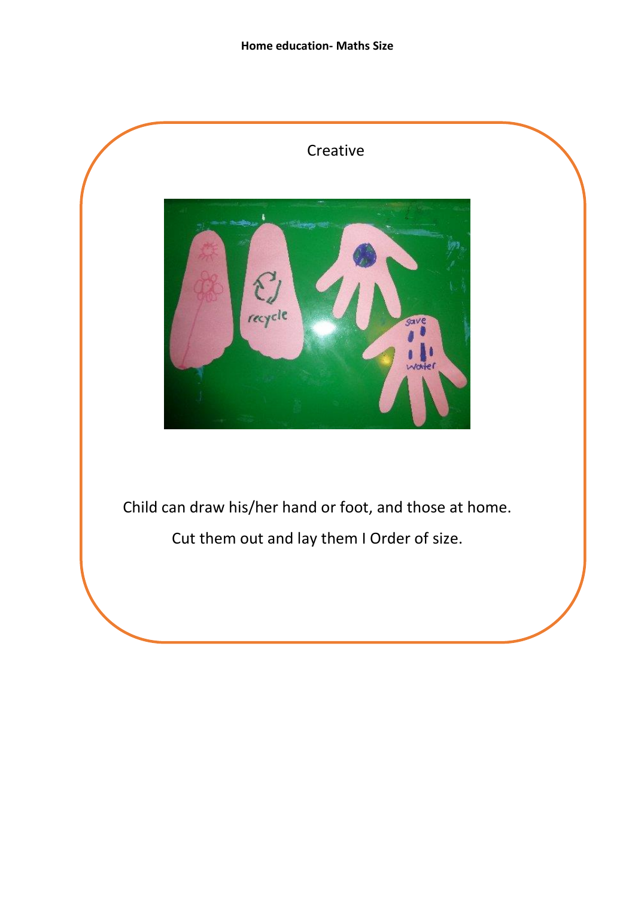**Home education- Maths Size**

Creative

Child can draw his/her hand or foot, and those at home.

Cut them out and lay them I Order of size.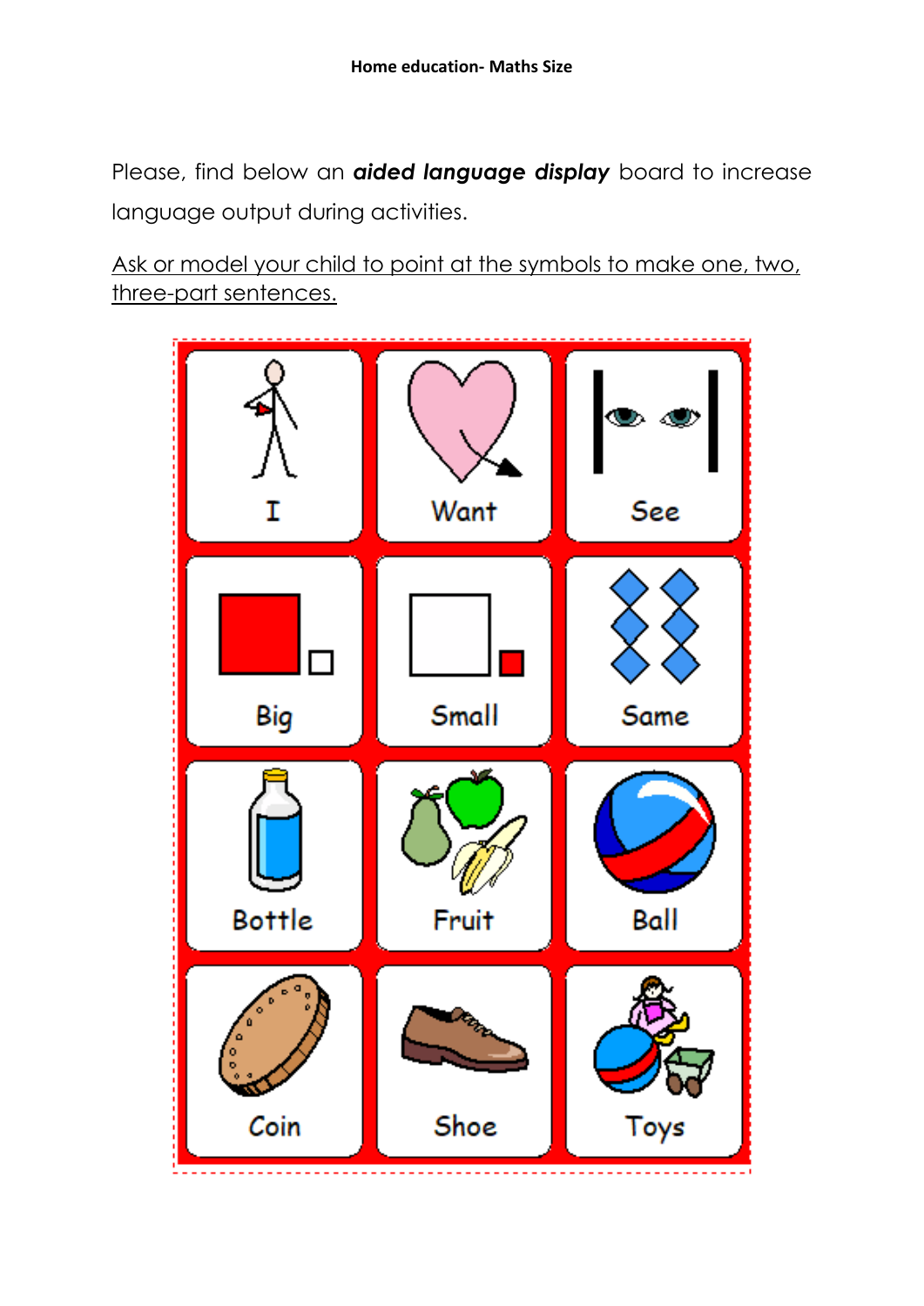**Home education- Maths Size**

Please, find below an ***aided language display*** board to increase language output during activities.

Ask or model your child to point at the symbols to make one, two, three-part sentences.

| | | |
|---|---|---|
| I | Want | See |
| Big | Small | Same |
| Bottle | Fruit | Ball |
| Coin | Shoe | Toys |